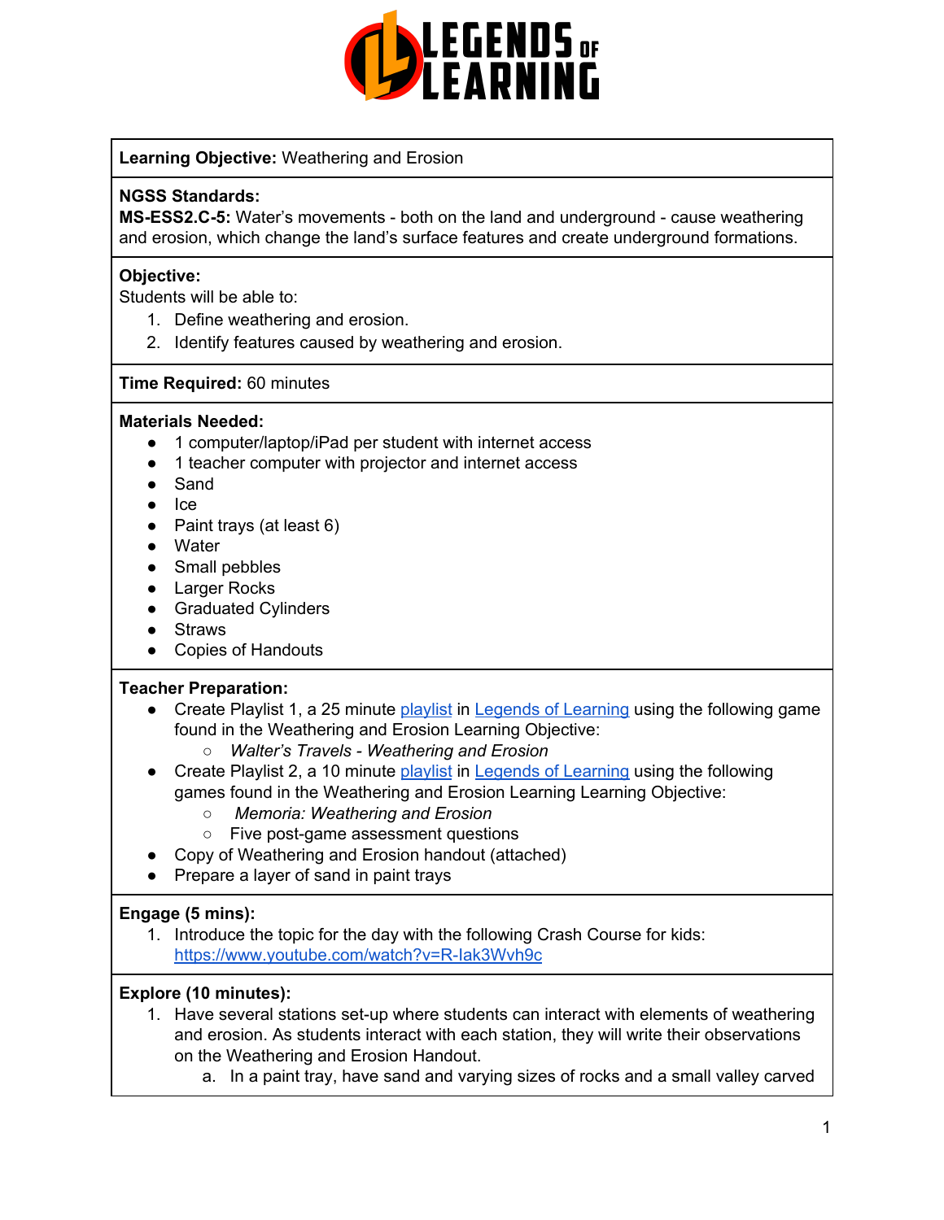**Learning Objective:** Weathering and Erosion

**NGSS Standards:**
**MS-ESS2.C-5:** Water's movements - both on the land and underground - cause weathering and erosion, which change the land's surface features and create underground formations.

**Objective:**
Students will be able to:

1. Define weathering and erosion.
2. Identify features caused by weathering and erosion.

**Time Required:** 60 minutes

**Materials Needed:**

- 1 computer/laptop/iPad per student with internet access
- 1 teacher computer with projector and internet access
- Sand
- Ice
- Paint trays (at least 6)
- Water
- Small pebbles
- Larger Rocks
- Graduated Cylinders
- Straws
- Copies of Handouts

**Teacher Preparation:**

- Create Playlist 1, a 25 minute playlist in Legends of Learning using the following game found in the Weathering and Erosion Learning Objective:
  - *Walter's Travels - Weathering and Erosion*
- Create Playlist 2, a 10 minute playlist in Legends of Learning using the following games found in the Weathering and Erosion Learning Learning Objective:
  - *Memoria: Weathering and Erosion*
  - Five post-game assessment questions
- Copy of Weathering and Erosion handout (attached)
- Prepare a layer of sand in paint trays

**Engage (5 mins):**

1. Introduce the topic for the day with the following Crash Course for kids: https://www.youtube.com/watch?v=R-Iak3Wvh9c

**Explore (10 minutes):**

1. Have several stations set-up where students can interact with elements of weathering and erosion. As students interact with each station, they will write their observations on the Weathering and Erosion Handout.
   a. In a paint tray, have sand and varying sizes of rocks and a small valley carved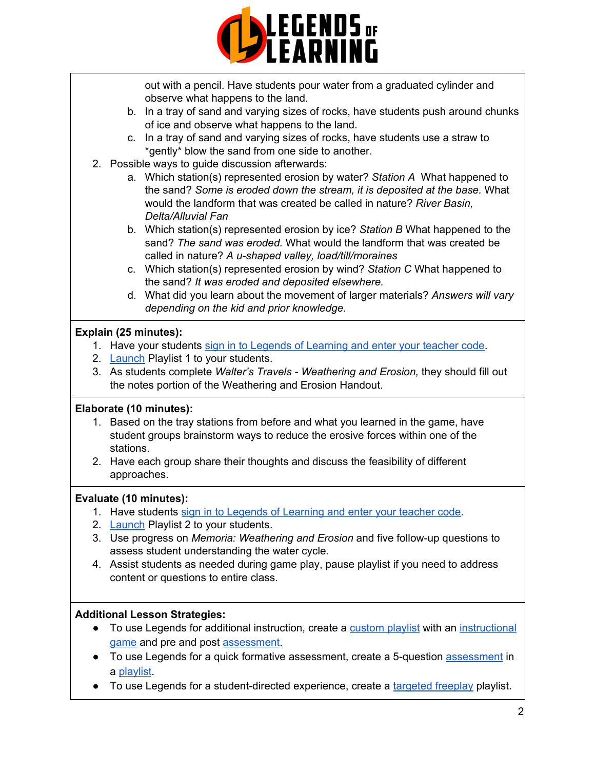out with a pencil. Have students pour water from a graduated cylinder and observe what happens to the land.

   b. In a tray of sand and varying sizes of rocks, have students push around chunks of ice and observe what happens to the land.
   c. In a tray of sand and varying sizes of rocks, have students use a straw to *gently* blow the sand from one side to another.

2. Possible ways to guide discussion afterwards:
   a. Which station(s) represented erosion by water? *Station A* What happened to the sand? *Some is eroded down the stream, it is deposited at the base.* What would the landform that was created be called in nature? *River Basin, Delta/Alluvial Fan*
   b. Which station(s) represented erosion by ice? *Station B* What happened to the sand? *The sand was eroded.* What would the landform that was created be called in nature? *A u-shaped valley, load/till/moraines*
   c. Which station(s) represented erosion by wind? *Station C* What happened to the sand? *It was eroded and deposited elsewhere.*
   d. What did you learn about the movement of larger materials? *Answers will vary depending on the kid and prior knowledge.*

**Explain (25 minutes):**

1. Have your students sign in to Legends of Learning and enter your teacher code.
2. Launch Playlist 1 to your students.
3. As students complete *Walter's Travels - Weathering and Erosion,* they should fill out the notes portion of the Weathering and Erosion Handout.

**Elaborate (10 minutes):**

1. Based on the tray stations from before and what you learned in the game, have student groups brainstorm ways to reduce the erosive forces within one of the stations.
2. Have each group share their thoughts and discuss the feasibility of different approaches.

**Evaluate (10 minutes):**

1. Have students sign in to Legends of Learning and enter your teacher code.
2. Launch Playlist 2 to your students.
3. Use progress on *Memoria: Weathering and Erosion* and five follow-up questions to assess student understanding the water cycle.
4. Assist students as needed during game play, pause playlist if you need to address content or questions to entire class.

**Additional Lesson Strategies:**

- To use Legends for additional instruction, create a custom playlist with an instructional game and pre and post assessment.
- To use Legends for a quick formative assessment, create a 5-question assessment in a playlist.
- To use Legends for a student-directed experience, create a targeted freeplay playlist.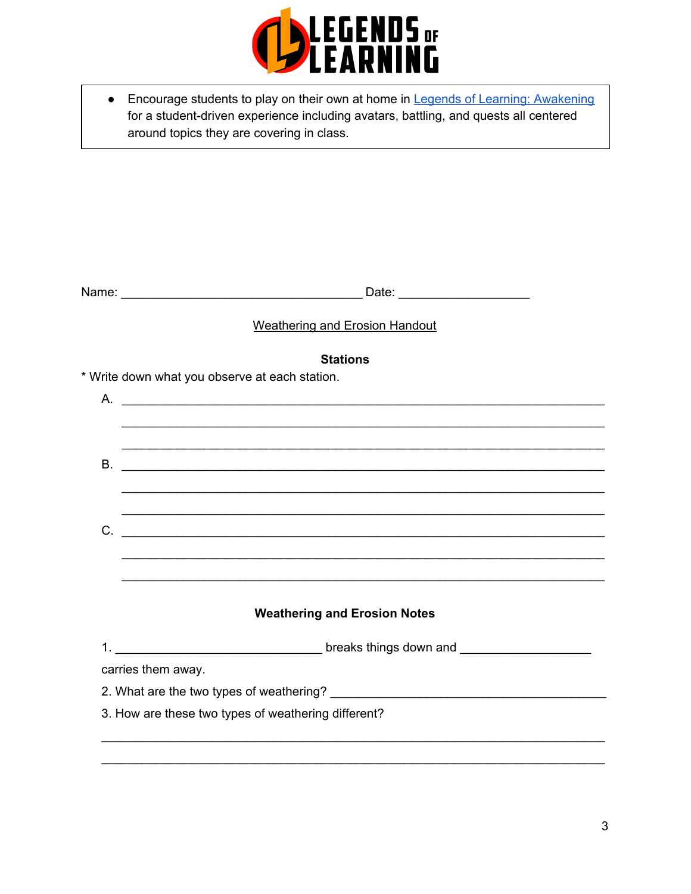- Encourage students to play on their own at home in [Legends of Learning: Awakening](#) for a student-driven experience including avatars, battling, and quests all centered around topics they are covering in class.

Name: ___________________________________ Date: ___________________

<u>Weathering and Erosion Handout</u>

**Stations**

* Write down what you observe at each station.

A. ______________________________________________________________________

______________________________________________________________________

______________________________________________________________________

B. ______________________________________________________________________

______________________________________________________________________

______________________________________________________________________

C. ______________________________________________________________________

______________________________________________________________________

______________________________________________________________________

**Weathering and Erosion Notes**

1. ______________________________ breaks things down and ___________________ carries them away.

2. What are the two types of weathering? ________________________________________

3. How are these two types of weathering different?

______________________________________________________________________

______________________________________________________________________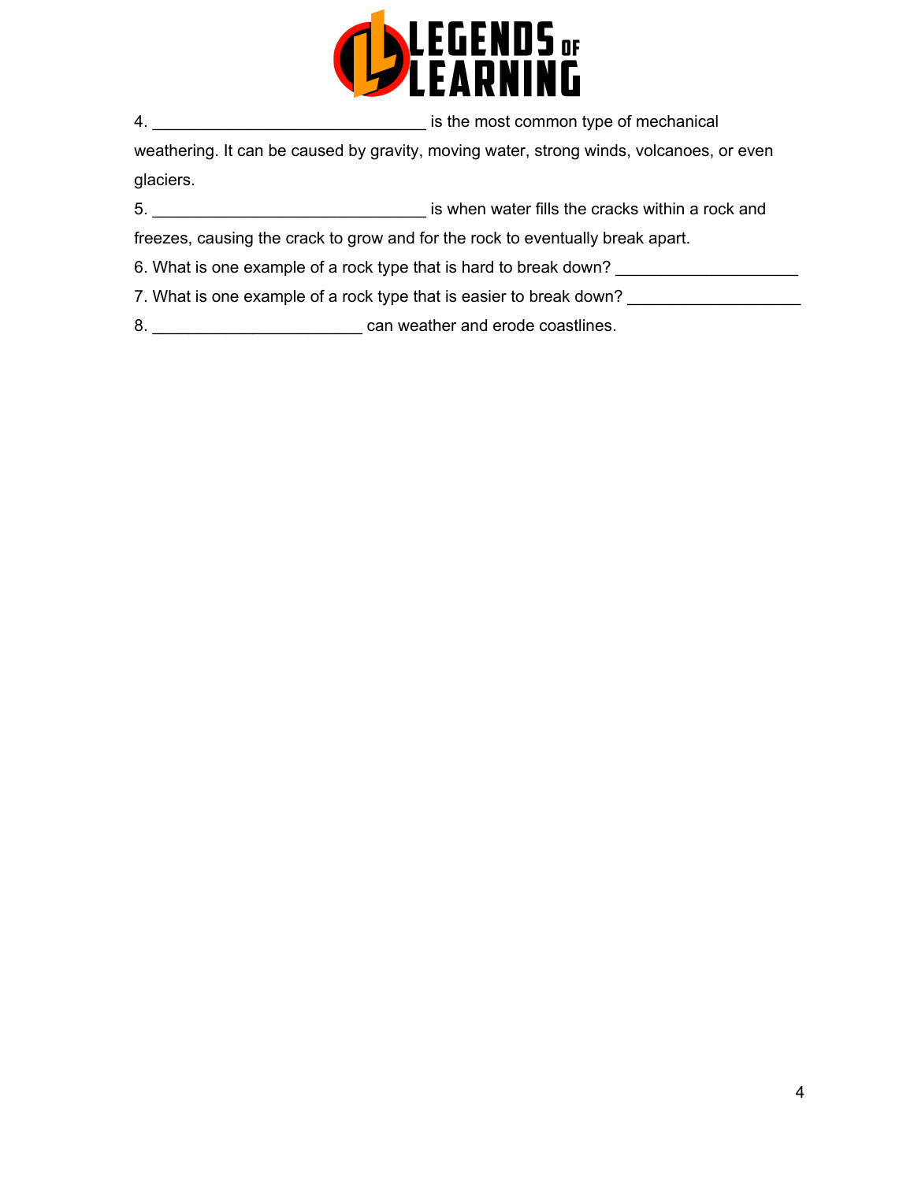4. ______________________________ is the most common type of mechanical weathering. It can be caused by gravity, moving water, strong winds, volcanoes, or even glaciers.

5. ______________________________ is when water fills the cracks within a rock and freezes, causing the crack to grow and for the rock to eventually break apart.

6. What is one example of a rock type that is hard to break down? ____________________

7. What is one example of a rock type that is easier to break down? ___________________

8. _______________________ can weather and erode coastlines.